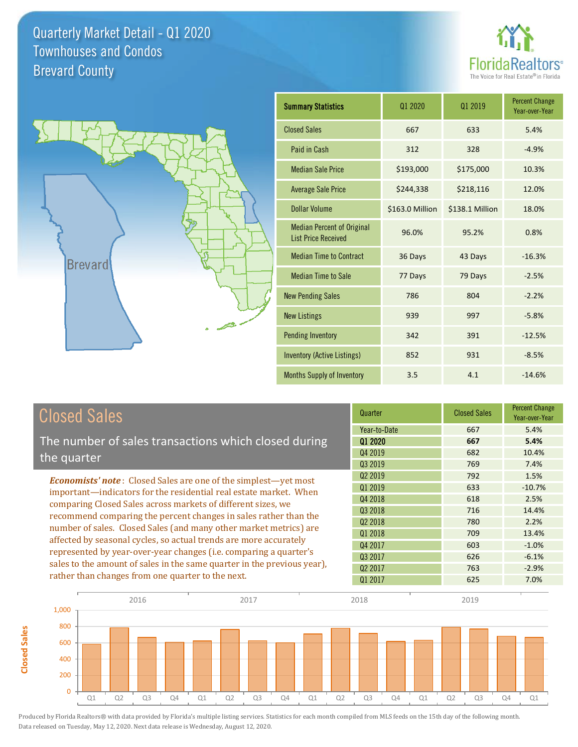# Quarterly Market Detail - Q1 2020
## Townhouses and Condos
## Brevard County

FloridaRealtors®
The Voice for Real Estate® in Florida

Brevard

| Summary Statistics | Q1 2020 | Q1 2019 | Percent Change Year-over-Year |
|---|---|---|---|
| Closed Sales | 667 | 633 | 5.4% |
| Paid in Cash | 312 | 328 | -4.9% |
| Median Sale Price | $193,000 | $175,000 | 10.3% |
| Average Sale Price | $244,338 | $218,116 | 12.0% |
| Dollar Volume | $163.0 Million | $138.1 Million | 18.0% |
| Median Percent of Original List Price Received | 96.0% | 95.2% | 0.8% |
| Median Time to Contract | 36 Days | 43 Days | -16.3% |
| Median Time to Sale | 77 Days | 79 Days | -2.5% |
| New Pending Sales | 786 | 804 | -2.2% |
| New Listings | 939 | 997 | -5.8% |
| Pending Inventory | 342 | 391 | -12.5% |
| Inventory (Active Listings) | 852 | 931 | -8.5% |
| Months Supply of Inventory | 3.5 | 4.1 | -14.6% |

## Closed Sales

The number of sales transactions which closed during the quarter

***Economists' note***: Closed Sales are one of the simplest—yet most important—indicators for the residential real estate market. When comparing Closed Sales across markets of different sizes, we recommend comparing the percent changes in sales rather than the number of sales. Closed Sales (and many other market metrics) are affected by seasonal cycles, so actual trends are more accurately represented by year-over-year changes (i.e. comparing a quarter's sales to the amount of sales in the same quarter in the previous year), rather than changes from one quarter to the next.

| Quarter | Closed Sales | Percent Change Year-over-Year |
|---|---|---|
| Year-to-Date | 667 | 5.4% |
| **Q1 2020** | **667** | **5.4%** |
| Q4 2019 | 682 | 10.4% |
| Q3 2019 | 769 | 7.4% |
| Q2 2019 | 792 | 1.5% |
| Q1 2019 | 633 | -10.7% |
| Q4 2018 | 618 | 2.5% |
| Q3 2018 | 716 | 14.4% |
| Q2 2018 | 780 | 2.2% |
| Q1 2018 | 709 | 13.4% |
| Q4 2017 | 603 | -1.0% |
| Q3 2017 | 626 | -6.1% |
| Q2 2017 | 763 | -2.9% |
| Q1 2017 | 625 | 7.0% |

Produced by Florida Realtors® with data provided by Florida's multiple listing services. Statistics for each month compiled from MLS feeds on the 15th day of the following month. Data released on Tuesday, May 12, 2020. Next data release is Wednesday, August 12, 2020.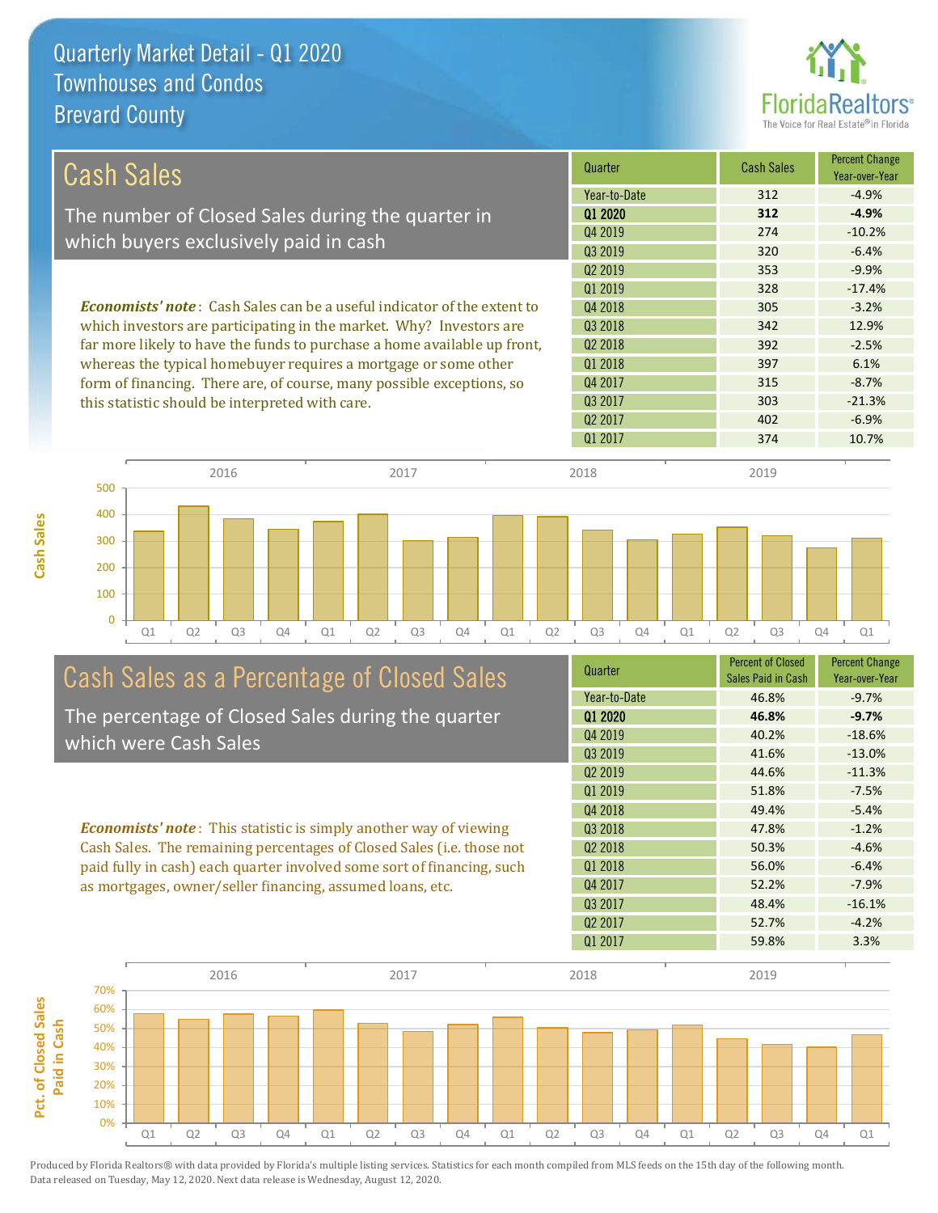Quarterly Market Detail - Q1 2020
Townhouses and Condos
Brevard County

## Cash Sales

The number of Closed Sales during the quarter in which buyers exclusively paid in cash

*Economists' note*: Cash Sales can be a useful indicator of the extent to which investors are participating in the market. Why? Investors are far more likely to have the funds to purchase a home available up front, whereas the typical homebuyer requires a mortgage or some other form of financing. There are, of course, many possible exceptions, so this statistic should be interpreted with care.

| Quarter | Cash Sales | Percent Change Year-over-Year |
|---|---|---|
| Year-to-Date | 312 | -4.9% |
| **Q1 2020** | **312** | **-4.9%** |
| Q4 2019 | 274 | -10.2% |
| Q3 2019 | 320 | -6.4% |
| Q2 2019 | 353 | -9.9% |
| Q1 2019 | 328 | -17.4% |
| Q4 2018 | 305 | -3.2% |
| Q3 2018 | 342 | 12.9% |
| Q2 2018 | 392 | -2.5% |
| Q1 2018 | 397 | 6.1% |
| Q4 2017 | 315 | -8.7% |
| Q3 2017 | 303 | -21.3% |
| Q2 2017 | 402 | -6.9% |
| Q1 2017 | 374 | 10.7% |

## Cash Sales as a Percentage of Closed Sales

The percentage of Closed Sales during the quarter which were Cash Sales

*Economists' note*: This statistic is simply another way of viewing Cash Sales. The remaining percentages of Closed Sales (i.e. those not paid fully in cash) each quarter involved some sort of financing, such as mortgages, owner/seller financing, assumed loans, etc.

| Quarter | Percent of Closed Sales Paid in Cash | Percent Change Year-over-Year |
|---|---|---|
| Year-to-Date | 46.8% | -9.7% |
| **Q1 2020** | **46.8%** | **-9.7%** |
| Q4 2019 | 40.2% | -18.6% |
| Q3 2019 | 41.6% | -13.0% |
| Q2 2019 | 44.6% | -11.3% |
| Q1 2019 | 51.8% | -7.5% |
| Q4 2018 | 49.4% | -5.4% |
| Q3 2018 | 47.8% | -1.2% |
| Q2 2018 | 50.3% | -4.6% |
| Q1 2018 | 56.0% | -6.4% |
| Q4 2017 | 52.2% | -7.9% |
| Q3 2017 | 48.4% | -16.1% |
| Q2 2017 | 52.7% | -4.2% |
| Q1 2017 | 59.8% | 3.3% |

Produced by Florida Realtors® with data provided by Florida's multiple listing services. Statistics for each month compiled from MLS feeds on the 15th day of the following month. Data released on Tuesday, May 12, 2020. Next data release is Wednesday, August 12, 2020.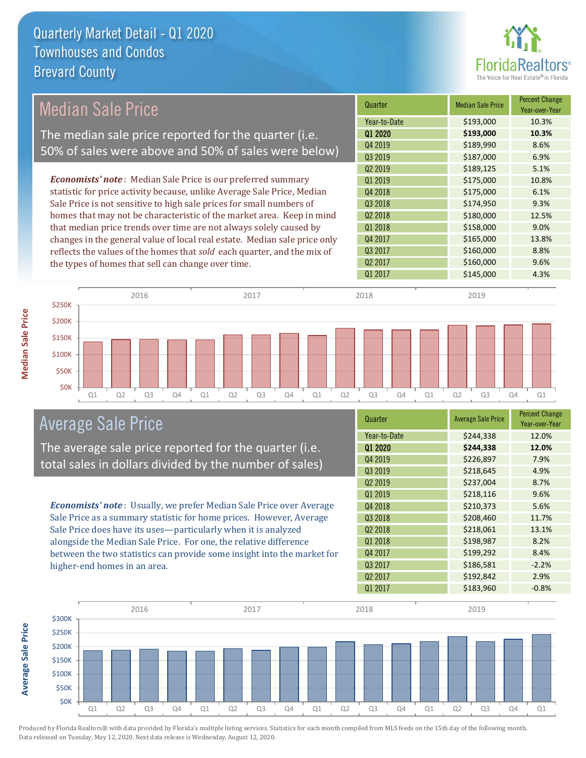# Quarterly Market Detail - Q1 2020
## Townhouses and Condos
## Brevard County

## Median Sale Price

The median sale price reported for the quarter (i.e. 50% of sales were above and 50% of sales were below)

*Economists' note*: Median Sale Price is our preferred summary statistic for price activity because, unlike Average Sale Price, Median Sale Price is not sensitive to high sale prices for small numbers of homes that may not be characteristic of the market area. Keep in mind that median price trends over time are not always solely caused by changes in the general value of local real estate. Median sale price only reflects the values of the homes that *sold* each quarter, and the mix of the types of homes that sell can change over time.

| Quarter | Median Sale Price | Percent Change Year-over-Year |
|---|---|---|
| Year-to-Date | $193,000 | 10.3% |
| **Q1 2020** | **$193,000** | **10.3%** |
| Q4 2019 | $189,990 | 8.6% |
| Q3 2019 | $187,000 | 6.9% |
| Q2 2019 | $189,125 | 5.1% |
| Q1 2019 | $175,000 | 10.8% |
| Q4 2018 | $175,000 | 6.1% |
| Q3 2018 | $174,950 | 9.3% |
| Q2 2018 | $180,000 | 12.5% |
| Q1 2018 | $158,000 | 9.0% |
| Q4 2017 | $165,000 | 13.8% |
| Q3 2017 | $160,000 | 8.8% |
| Q2 2017 | $160,000 | 9.6% |
| Q1 2017 | $145,000 | 4.3% |

## Average Sale Price

The average sale price reported for the quarter (i.e. total sales in dollars divided by the number of sales)

*Economists' note*: Usually, we prefer Median Sale Price over Average Sale Price as a summary statistic for home prices. However, Average Sale Price does have its uses—particularly when it is analyzed alongside the Median Sale Price. For one, the relative difference between the two statistics can provide some insight into the market for higher-end homes in an area.

| Quarter | Average Sale Price | Percent Change Year-over-Year |
|---|---|---|
| Year-to-Date | $244,338 | 12.0% |
| **Q1 2020** | **$244,338** | **12.0%** |
| Q4 2019 | $226,897 | 7.9% |
| Q3 2019 | $218,645 | 4.9% |
| Q2 2019 | $237,004 | 8.7% |
| Q1 2019 | $218,116 | 9.6% |
| Q4 2018 | $210,373 | 5.6% |
| Q3 2018 | $208,460 | 11.7% |
| Q2 2018 | $218,061 | 13.1% |
| Q1 2018 | $198,987 | 8.2% |
| Q4 2017 | $199,292 | 8.4% |
| Q3 2017 | $186,581 | -2.2% |
| Q2 2017 | $192,842 | 2.9% |
| Q1 2017 | $183,960 | -0.8% |

Produced by Florida Realtors® with data provided by Florida's multiple listing services. Statistics for each month compiled from MLS feeds on the 15th day of the following month. Data released on Tuesday, May 12, 2020. Next data release is Wednesday, August 12, 2020.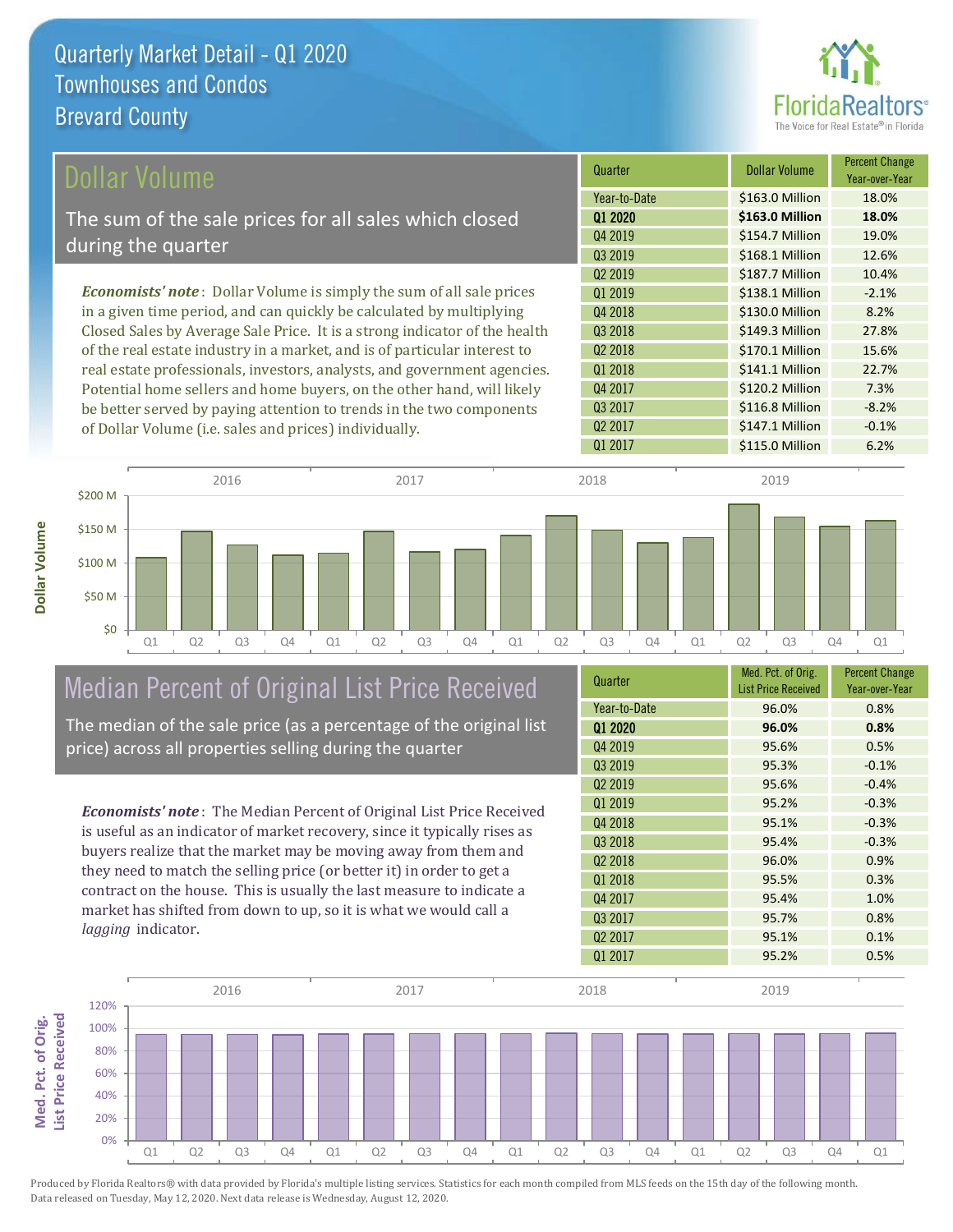# Quarterly Market Detail - Q1 2020
## Townhouses and Condos
## Brevard County

## Dollar Volume

The sum of the sale prices for all sales which closed during the quarter

***Economists' note***: Dollar Volume is simply the sum of all sale prices in a given time period, and can quickly be calculated by multiplying Closed Sales by Average Sale Price. It is a strong indicator of the health of the real estate industry in a market, and is of particular interest to real estate professionals, investors, analysts, and government agencies. Potential home sellers and home buyers, on the other hand, will likely be better served by paying attention to trends in the two components of Dollar Volume (i.e. sales and prices) individually.

| Quarter | Dollar Volume | Percent Change Year-over-Year |
|---|---|---|
| Year-to-Date | $163.0 Million | 18.0% |
| **Q1 2020** | **$163.0 Million** | **18.0%** |
| Q4 2019 | $154.7 Million | 19.0% |
| Q3 2019 | $168.1 Million | 12.6% |
| Q2 2019 | $187.7 Million | 10.4% |
| Q1 2019 | $138.1 Million | -2.1% |
| Q4 2018 | $130.0 Million | 8.2% |
| Q3 2018 | $149.3 Million | 27.8% |
| Q2 2018 | $170.1 Million | 15.6% |
| Q1 2018 | $141.1 Million | 22.7% |
| Q4 2017 | $120.2 Million | 7.3% |
| Q3 2017 | $116.8 Million | -8.2% |
| Q2 2017 | $147.1 Million | -0.1% |
| Q1 2017 | $115.0 Million | 6.2% |

## Median Percent of Original List Price Received

The median of the sale price (as a percentage of the original list price) across all properties selling during the quarter

***Economists' note***: The Median Percent of Original List Price Received is useful as an indicator of market recovery, since it typically rises as buyers realize that the market may be moving away from them and they need to match the selling price (or better it) in order to get a contract on the house. This is usually the last measure to indicate a market has shifted from down to up, so it is what we would call a *lagging* indicator.

| Quarter | Med. Pct. of Orig. List Price Received | Percent Change Year-over-Year |
|---|---|---|
| Year-to-Date | 96.0% | 0.8% |
| **Q1 2020** | **96.0%** | **0.8%** |
| Q4 2019 | 95.6% | 0.5% |
| Q3 2019 | 95.3% | -0.1% |
| Q2 2019 | 95.6% | -0.4% |
| Q1 2019 | 95.2% | -0.3% |
| Q4 2018 | 95.1% | -0.3% |
| Q3 2018 | 95.4% | -0.3% |
| Q2 2018 | 96.0% | 0.9% |
| Q1 2018 | 95.5% | 0.3% |
| Q4 2017 | 95.4% | 1.0% |
| Q3 2017 | 95.7% | 0.8% |
| Q2 2017 | 95.1% | 0.1% |
| Q1 2017 | 95.2% | 0.5% |

Produced by Florida Realtors® with data provided by Florida's multiple listing services. Statistics for each month compiled from MLS feeds on the 15th day of the following month. Data released on Tuesday, May 12, 2020. Next data release is Wednesday, August 12, 2020.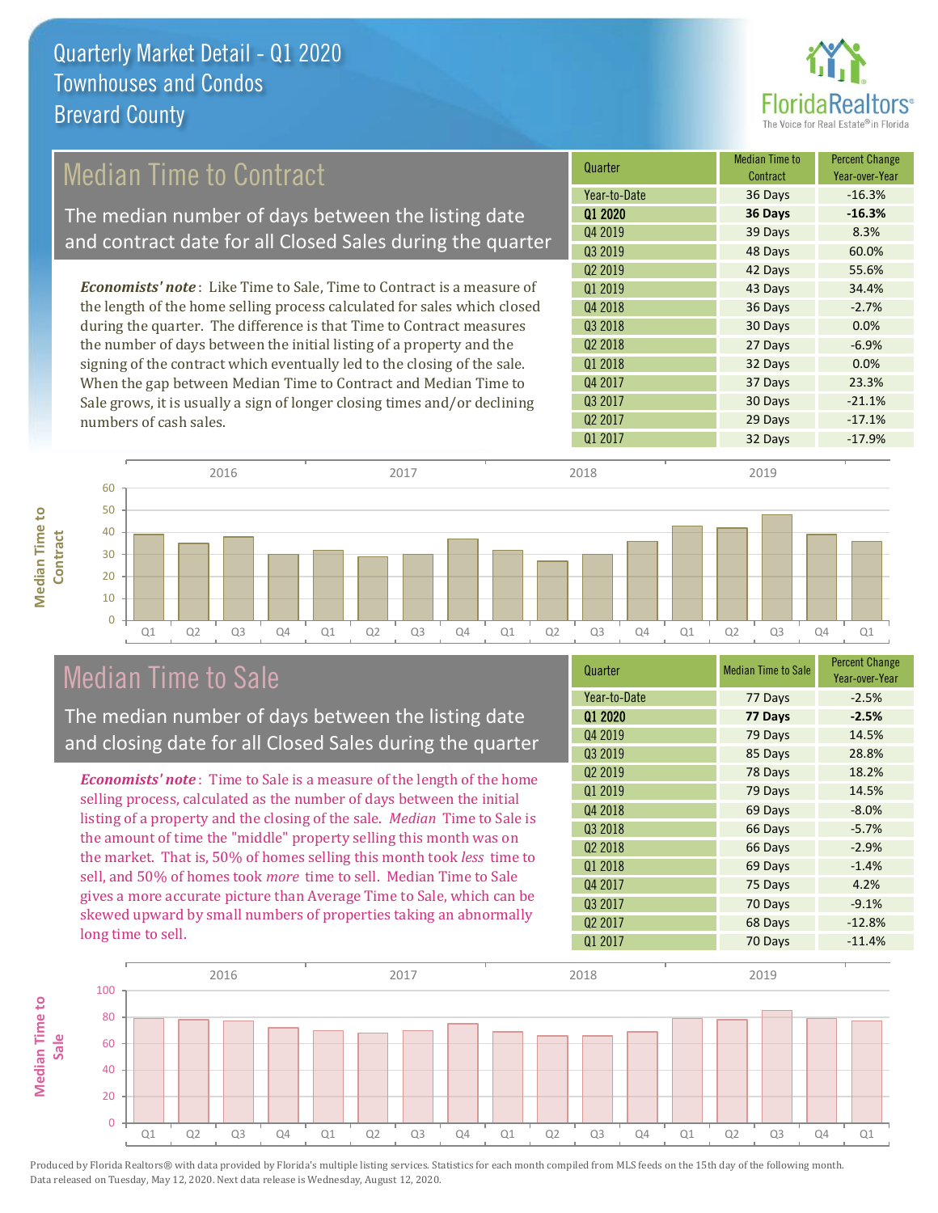# Quarterly Market Detail - Q1 2020
## Townhouses and Condos
## Brevard County

## Median Time to Contract

The median number of days between the listing date and contract date for all Closed Sales during the quarter

*Economists' note*: Like Time to Sale, Time to Contract is a measure of the length of the home selling process calculated for sales which closed during the quarter. The difference is that Time to Contract measures the number of days between the initial listing of a property and the signing of the contract which eventually led to the closing of the sale. When the gap between Median Time to Contract and Median Time to Sale grows, it is usually a sign of longer closing times and/or declining numbers of cash sales.

| Quarter | Median Time to Contract | Percent Change Year-over-Year |
|---|---|---|
| Year-to-Date | 36 Days | -16.3% |
| **Q1 2020** | **36 Days** | **-16.3%** |
| Q4 2019 | 39 Days | 8.3% |
| Q3 2019 | 48 Days | 60.0% |
| Q2 2019 | 42 Days | 55.6% |
| Q1 2019 | 43 Days | 34.4% |
| Q4 2018 | 36 Days | -2.7% |
| Q3 2018 | 30 Days | 0.0% |
| Q2 2018 | 27 Days | -6.9% |
| Q1 2018 | 32 Days | 0.0% |
| Q4 2017 | 37 Days | 23.3% |
| Q3 2017 | 30 Days | -21.1% |
| Q2 2017 | 29 Days | -17.1% |
| Q1 2017 | 32 Days | -17.9% |

## Median Time to Sale

The median number of days between the listing date and closing date for all Closed Sales during the quarter

*Economists' note*: Time to Sale is a measure of the length of the home selling process, calculated as the number of days between the initial listing of a property and the closing of the sale. *Median* Time to Sale is the amount of time the "middle" property selling this month was on the market. That is, 50% of homes selling this month took *less* time to sell, and 50% of homes took *more* time to sell. Median Time to Sale gives a more accurate picture than Average Time to Sale, which can be skewed upward by small numbers of properties taking an abnormally long time to sell.

| Quarter | Median Time to Sale | Percent Change Year-over-Year |
|---|---|---|
| Year-to-Date | 77 Days | -2.5% |
| **Q1 2020** | **77 Days** | **-2.5%** |
| Q4 2019 | 79 Days | 14.5% |
| Q3 2019 | 85 Days | 28.8% |
| Q2 2019 | 78 Days | 18.2% |
| Q1 2019 | 79 Days | 14.5% |
| Q4 2018 | 69 Days | -8.0% |
| Q3 2018 | 66 Days | -5.7% |
| Q2 2018 | 66 Days | -2.9% |
| Q1 2018 | 69 Days | -1.4% |
| Q4 2017 | 75 Days | 4.2% |
| Q3 2017 | 70 Days | -9.1% |
| Q2 2017 | 68 Days | -12.8% |
| Q1 2017 | 70 Days | -11.4% |

Produced by Florida Realtors® with data provided by Florida's multiple listing services. Statistics for each month compiled from MLS feeds on the 15th day of the following month. Data released on Tuesday, May 12, 2020. Next data release is Wednesday, August 12, 2020.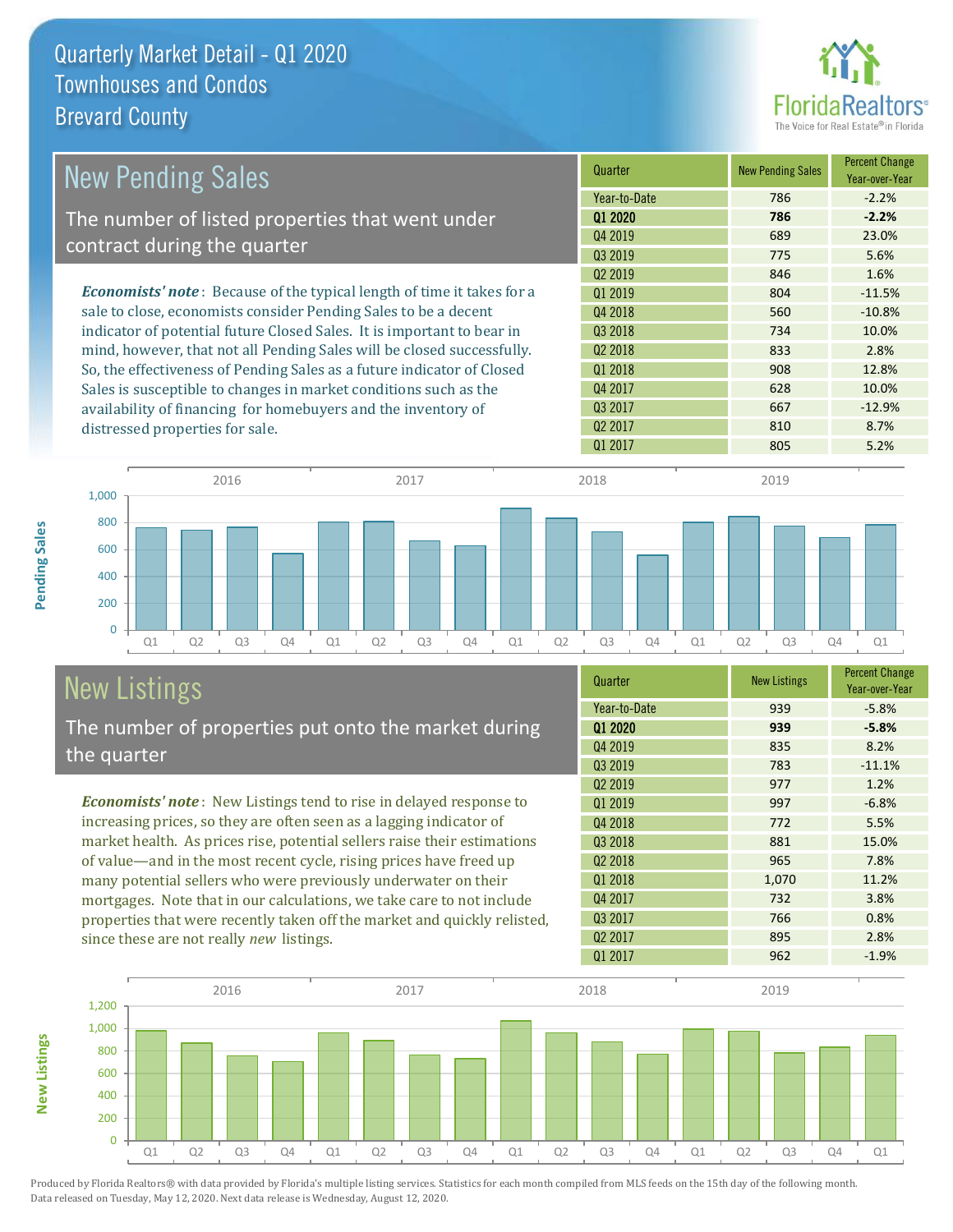# Quarterly Market Detail - Q1 2020
## Townhouses and Condos
## Brevard County

## New Pending Sales

The number of listed properties that went under contract during the quarter

*Economists' note*: Because of the typical length of time it takes for a sale to close, economists consider Pending Sales to be a decent indicator of potential future Closed Sales. It is important to bear in mind, however, that not all Pending Sales will be closed successfully. So, the effectiveness of Pending Sales as a future indicator of Closed Sales is susceptible to changes in market conditions such as the availability of financing for homebuyers and the inventory of distressed properties for sale.

| Quarter | New Pending Sales | Percent Change Year-over-Year |
|---|---|---|
| Year-to-Date | 786 | -2.2% |
| **Q1 2020** | **786** | **-2.2%** |
| Q4 2019 | 689 | 23.0% |
| Q3 2019 | 775 | 5.6% |
| Q2 2019 | 846 | 1.6% |
| Q1 2019 | 804 | -11.5% |
| Q4 2018 | 560 | -10.8% |
| Q3 2018 | 734 | 10.0% |
| Q2 2018 | 833 | 2.8% |
| Q1 2018 | 908 | 12.8% |
| Q4 2017 | 628 | 10.0% |
| Q3 2017 | 667 | -12.9% |
| Q2 2017 | 810 | 8.7% |
| Q1 2017 | 805 | 5.2% |

## New Listings

The number of properties put onto the market during the quarter

*Economists' note*: New Listings tend to rise in delayed response to increasing prices, so they are often seen as a lagging indicator of market health. As prices rise, potential sellers raise their estimations of value—and in the most recent cycle, rising prices have freed up many potential sellers who were previously underwater on their mortgages. Note that in our calculations, we take care to not include properties that were recently taken off the market and quickly relisted, since these are not really *new* listings.

| Quarter | New Listings | Percent Change Year-over-Year |
|---|---|---|
| Year-to-Date | 939 | -5.8% |
| **Q1 2020** | **939** | **-5.8%** |
| Q4 2019 | 835 | 8.2% |
| Q3 2019 | 783 | -11.1% |
| Q2 2019 | 977 | 1.2% |
| Q1 2019 | 997 | -6.8% |
| Q4 2018 | 772 | 5.5% |
| Q3 2018 | 881 | 15.0% |
| Q2 2018 | 965 | 7.8% |
| Q1 2018 | 1,070 | 11.2% |
| Q4 2017 | 732 | 3.8% |
| Q3 2017 | 766 | 0.8% |
| Q2 2017 | 895 | 2.8% |
| Q1 2017 | 962 | -1.9% |

Produced by Florida Realtors® with data provided by Florida's multiple listing services. Statistics for each month compiled from MLS feeds on the 15th day of the following month. Data released on Tuesday, May 12, 2020. Next data release is Wednesday, August 12, 2020.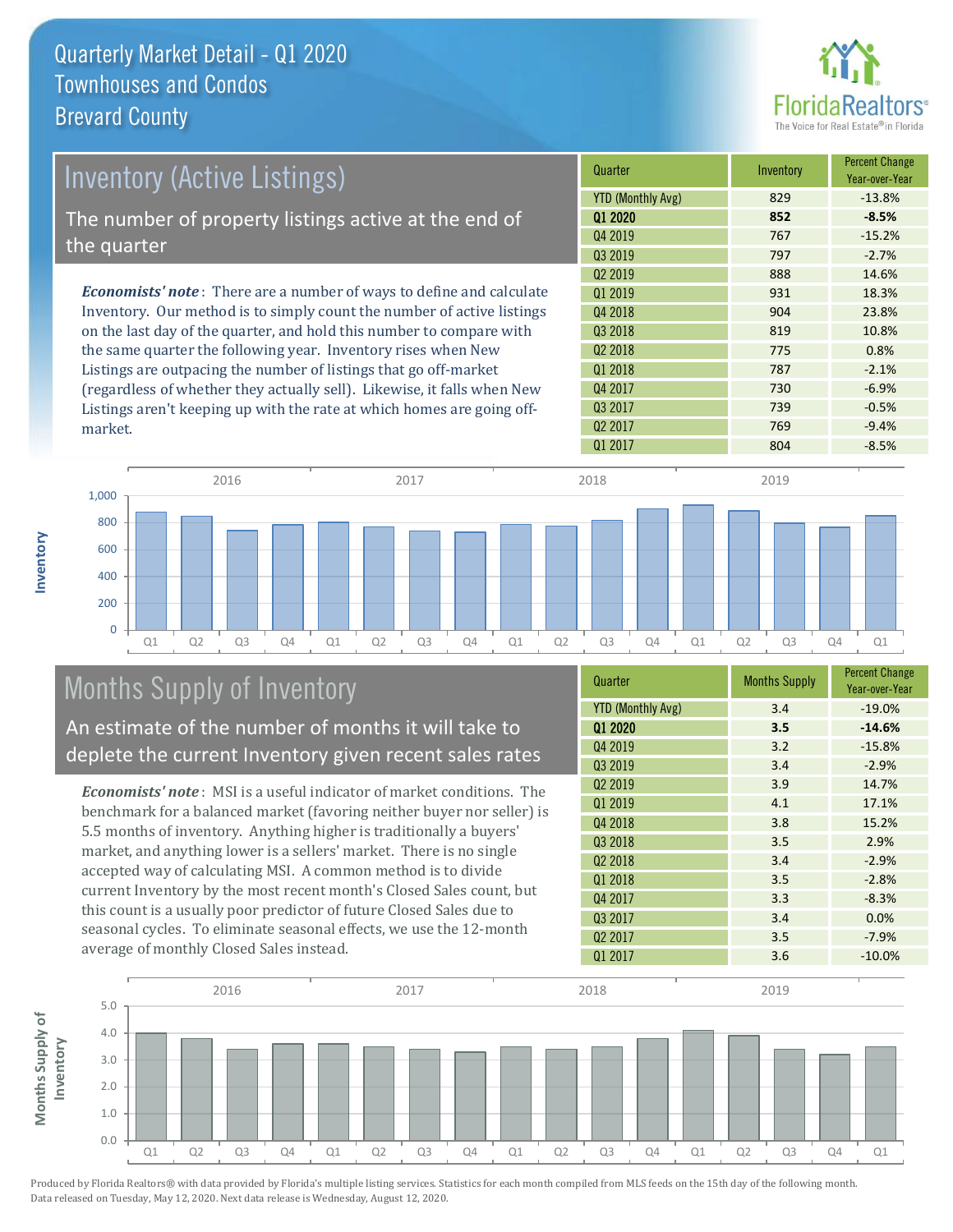# Quarterly Market Detail - Q1 2020
## Townhouses and Condos
## Brevard County

## Inventory (Active Listings)

The number of property listings active at the end of the quarter

*Economists' note*: There are a number of ways to define and calculate Inventory. Our method is to simply count the number of active listings on the last day of the quarter, and hold this number to compare with the same quarter the following year. Inventory rises when New Listings are outpacing the number of listings that go off-market (regardless of whether they actually sell). Likewise, it falls when New Listings aren't keeping up with the rate at which homes are going off-market.

| Quarter | Inventory | Percent Change Year-over-Year |
|---|---|---|
| YTD (Monthly Avg) | 829 | -13.8% |
| **Q1 2020** | **852** | **-8.5%** |
| Q4 2019 | 767 | -15.2% |
| Q3 2019 | 797 | -2.7% |
| Q2 2019 | 888 | 14.6% |
| Q1 2019 | 931 | 18.3% |
| Q4 2018 | 904 | 23.8% |
| Q3 2018 | 819 | 10.8% |
| Q2 2018 | 775 | 0.8% |
| Q1 2018 | 787 | -2.1% |
| Q4 2017 | 730 | -6.9% |
| Q3 2017 | 739 | -0.5% |
| Q2 2017 | 769 | -9.4% |
| Q1 2017 | 804 | -8.5% |

## Months Supply of Inventory

An estimate of the number of months it will take to deplete the current Inventory given recent sales rates

*Economists' note*: MSI is a useful indicator of market conditions. The benchmark for a balanced market (favoring neither buyer nor seller) is 5.5 months of inventory. Anything higher is traditionally a buyers' market, and anything lower is a sellers' market. There is no single accepted way of calculating MSI. A common method is to divide current Inventory by the most recent month's Closed Sales count, but this count is a usually poor predictor of future Closed Sales due to seasonal cycles. To eliminate seasonal effects, we use the 12-month average of monthly Closed Sales instead.

| Quarter | Months Supply | Percent Change Year-over-Year |
|---|---|---|
| YTD (Monthly Avg) | 3.4 | -19.0% |
| **Q1 2020** | **3.5** | **-14.6%** |
| Q4 2019 | 3.2 | -15.8% |
| Q3 2019 | 3.4 | -2.9% |
| Q2 2019 | 3.9 | 14.7% |
| Q1 2019 | 4.1 | 17.1% |
| Q4 2018 | 3.8 | 15.2% |
| Q3 2018 | 3.5 | 2.9% |
| Q2 2018 | 3.4 | -2.9% |
| Q1 2018 | 3.5 | -2.8% |
| Q4 2017 | 3.3 | -8.3% |
| Q3 2017 | 3.4 | 0.0% |
| Q2 2017 | 3.5 | -7.9% |
| Q1 2017 | 3.6 | -10.0% |

Produced by Florida Realtors® with data provided by Florida's multiple listing services. Statistics for each month compiled from MLS feeds on the 15th day of the following month. Data released on Tuesday, May 12, 2020. Next data release is Wednesday, August 12, 2020.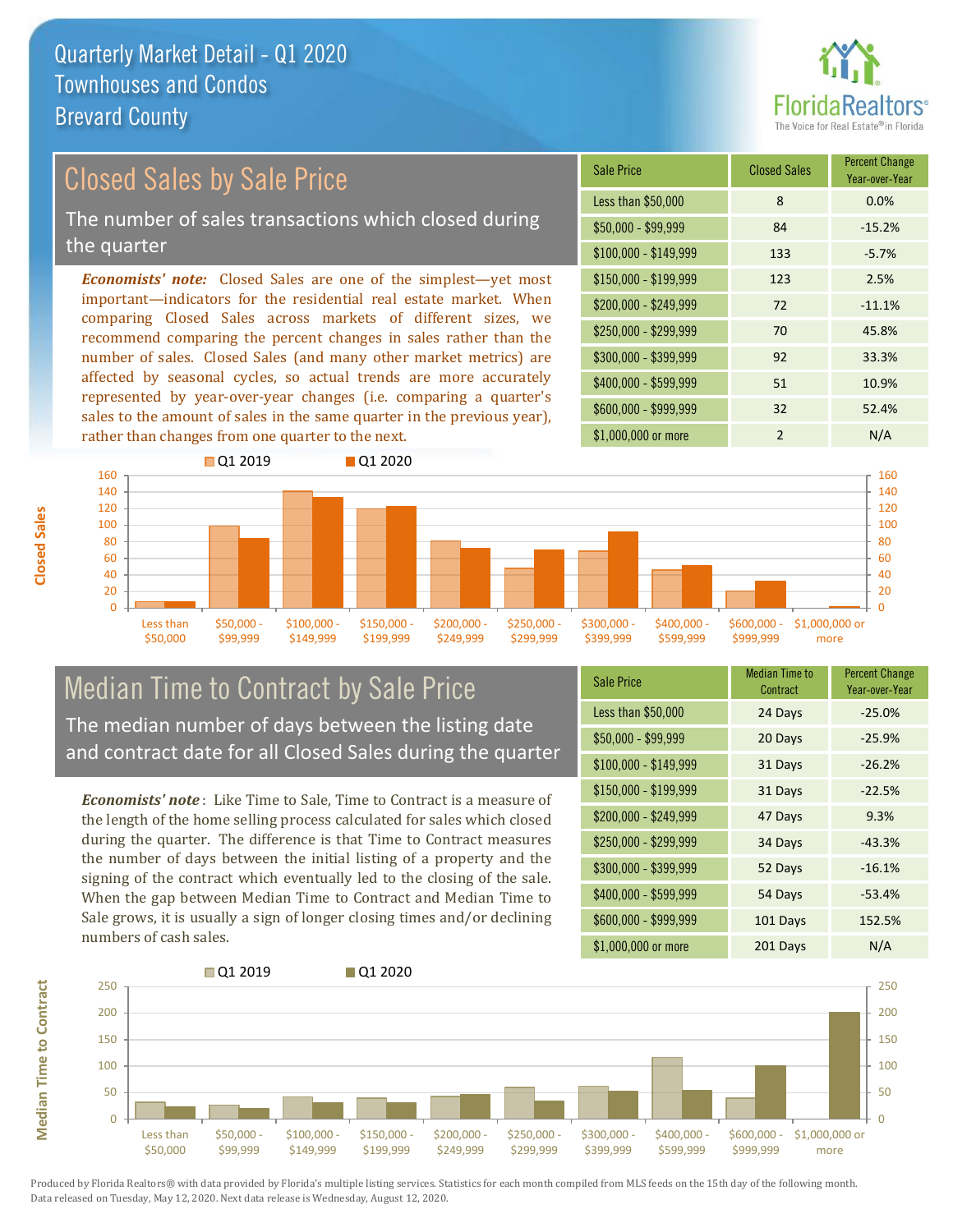# Quarterly Market Detail - Q1 2020
## Townhouses and Condos
## Brevard County

## Closed Sales by Sale Price

The number of sales transactions which closed during the quarter

*Economists' note:* Closed Sales are one of the simplest—yet most important—indicators for the residential real estate market. When comparing Closed Sales across markets of different sizes, we recommend comparing the percent changes in sales rather than the number of sales. Closed Sales (and many other market metrics) are affected by seasonal cycles, so actual trends are more accurately represented by year-over-year changes (i.e. comparing a quarter's sales to the amount of sales in the same quarter in the previous year), rather than changes from one quarter to the next.

| Sale Price | Closed Sales | Percent Change Year-over-Year |
|---|---|---|
| Less than $50,000 | 8 | 0.0% |
| $50,000 - $99,999 | 84 | -15.2% |
| $100,000 - $149,999 | 133 | -5.7% |
| $150,000 - $199,999 | 123 | 2.5% |
| $200,000 - $249,999 | 72 | -11.1% |
| $250,000 - $299,999 | 70 | 45.8% |
| $300,000 - $399,999 | 92 | 33.3% |
| $400,000 - $599,999 | 51 | 10.9% |
| $600,000 - $999,999 | 32 | 52.4% |
| $1,000,000 or more | 2 | N/A |

## Median Time to Contract by Sale Price

The median number of days between the listing date and contract date for all Closed Sales during the quarter

*Economists' note*: Like Time to Sale, Time to Contract is a measure of the length of the home selling process calculated for sales which closed during the quarter. The difference is that Time to Contract measures the number of days between the initial listing of a property and the signing of the contract which eventually led to the closing of the sale. When the gap between Median Time to Contract and Median Time to Sale grows, it is usually a sign of longer closing times and/or declining numbers of cash sales.

| Sale Price | Median Time to Contract | Percent Change Year-over-Year |
|---|---|---|
| Less than $50,000 | 24 Days | -25.0% |
| $50,000 - $99,999 | 20 Days | -25.9% |
| $100,000 - $149,999 | 31 Days | -26.2% |
| $150,000 - $199,999 | 31 Days | -22.5% |
| $200,000 - $249,999 | 47 Days | 9.3% |
| $250,000 - $299,999 | 34 Days | -43.3% |
| $300,000 - $399,999 | 52 Days | -16.1% |
| $400,000 - $599,999 | 54 Days | -53.4% |
| $600,000 - $999,999 | 101 Days | 152.5% |
| $1,000,000 or more | 201 Days | N/A |

Produced by Florida Realtors® with data provided by Florida's multiple listing services. Statistics for each month compiled from MLS feeds on the 15th day of the following month. Data released on Tuesday, May 12, 2020. Next data release is Wednesday, August 12, 2020.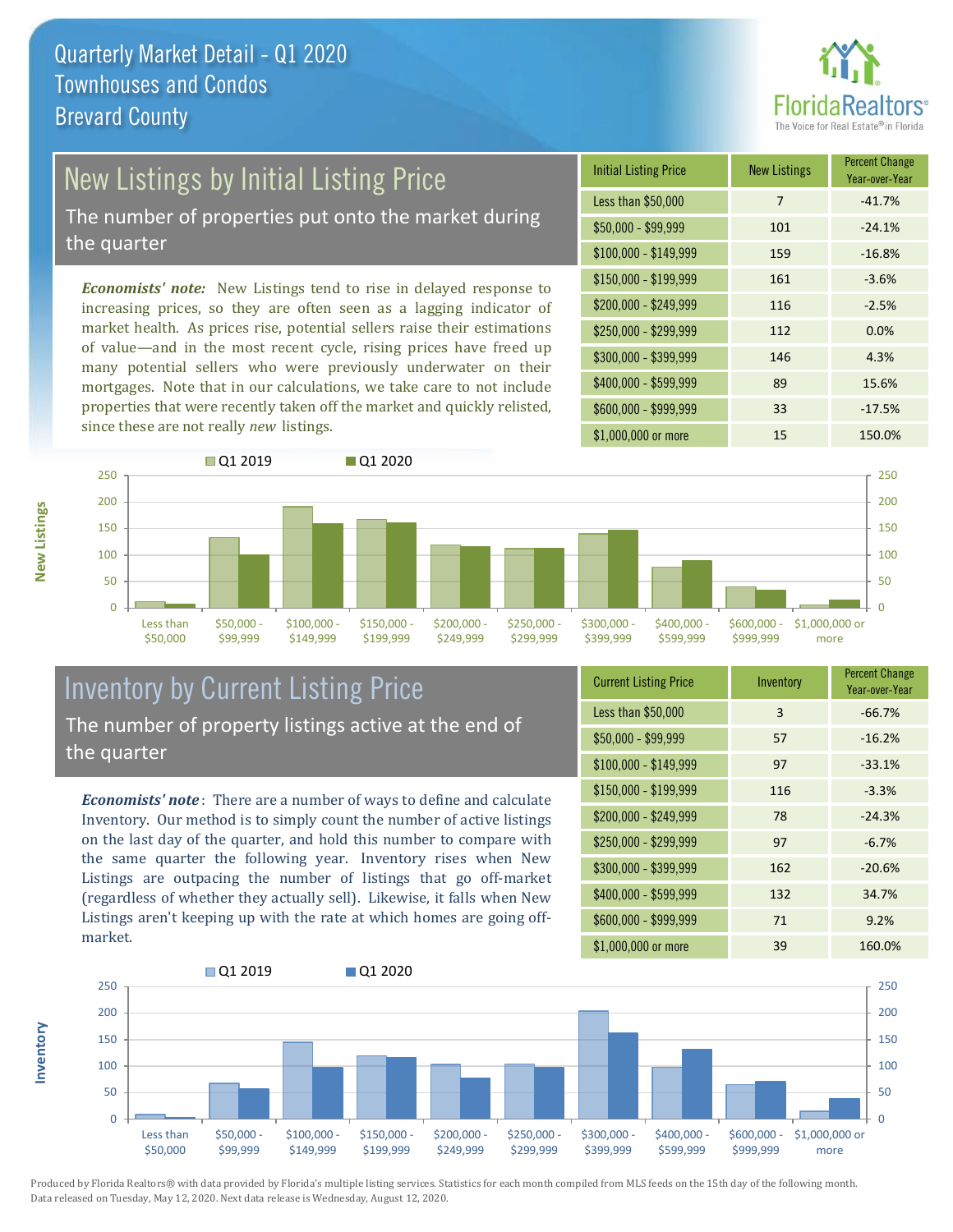# Quarterly Market Detail - Q1 2020
## Townhouses and Condos
## Brevard County

## New Listings by Initial Listing Price

The number of properties put onto the market during the quarter

*Economists' note:* New Listings tend to rise in delayed response to increasing prices, so they are often seen as a lagging indicator of market health. As prices rise, potential sellers raise their estimations of value—and in the most recent cycle, rising prices have freed up many potential sellers who were previously underwater on their mortgages. Note that in our calculations, we take care to not include properties that were recently taken off the market and quickly relisted, since these are not really *new* listings.

| Initial Listing Price | New Listings | Percent Change Year-over-Year |
|---|---|---|
| Less than $50,000 | 7 | -41.7% |
| $50,000 - $99,999 | 101 | -24.1% |
| $100,000 - $149,999 | 159 | -16.8% |
| $150,000 - $199,999 | 161 | -3.6% |
| $200,000 - $249,999 | 116 | -2.5% |
| $250,000 - $299,999 | 112 | 0.0% |
| $300,000 - $399,999 | 146 | 4.3% |
| $400,000 - $599,999 | 89 | 15.6% |
| $600,000 - $999,999 | 33 | -17.5% |
| $1,000,000 or more | 15 | 150.0% |

## Inventory by Current Listing Price

The number of property listings active at the end of the quarter

*Economists' note*: There are a number of ways to define and calculate Inventory. Our method is to simply count the number of active listings on the last day of the quarter, and hold this number to compare with the same quarter the following year. Inventory rises when New Listings are outpacing the number of listings that go off-market (regardless of whether they actually sell). Likewise, it falls when New Listings aren't keeping up with the rate at which homes are going off-market.

| Current Listing Price | Inventory | Percent Change Year-over-Year |
|---|---|---|
| Less than $50,000 | 3 | -66.7% |
| $50,000 - $99,999 | 57 | -16.2% |
| $100,000 - $149,999 | 97 | -33.1% |
| $150,000 - $199,999 | 116 | -3.3% |
| $200,000 - $249,999 | 78 | -24.3% |
| $250,000 - $299,999 | 97 | -6.7% |
| $300,000 - $399,999 | 162 | -20.6% |
| $400,000 - $599,999 | 132 | 34.7% |
| $600,000 - $999,999 | 71 | 9.2% |
| $1,000,000 or more | 39 | 160.0% |

Produced by Florida Realtors® with data provided by Florida's multiple listing services. Statistics for each month compiled from MLS feeds on the 15th day of the following month. Data released on Tuesday, May 12, 2020. Next data release is Wednesday, August 12, 2020.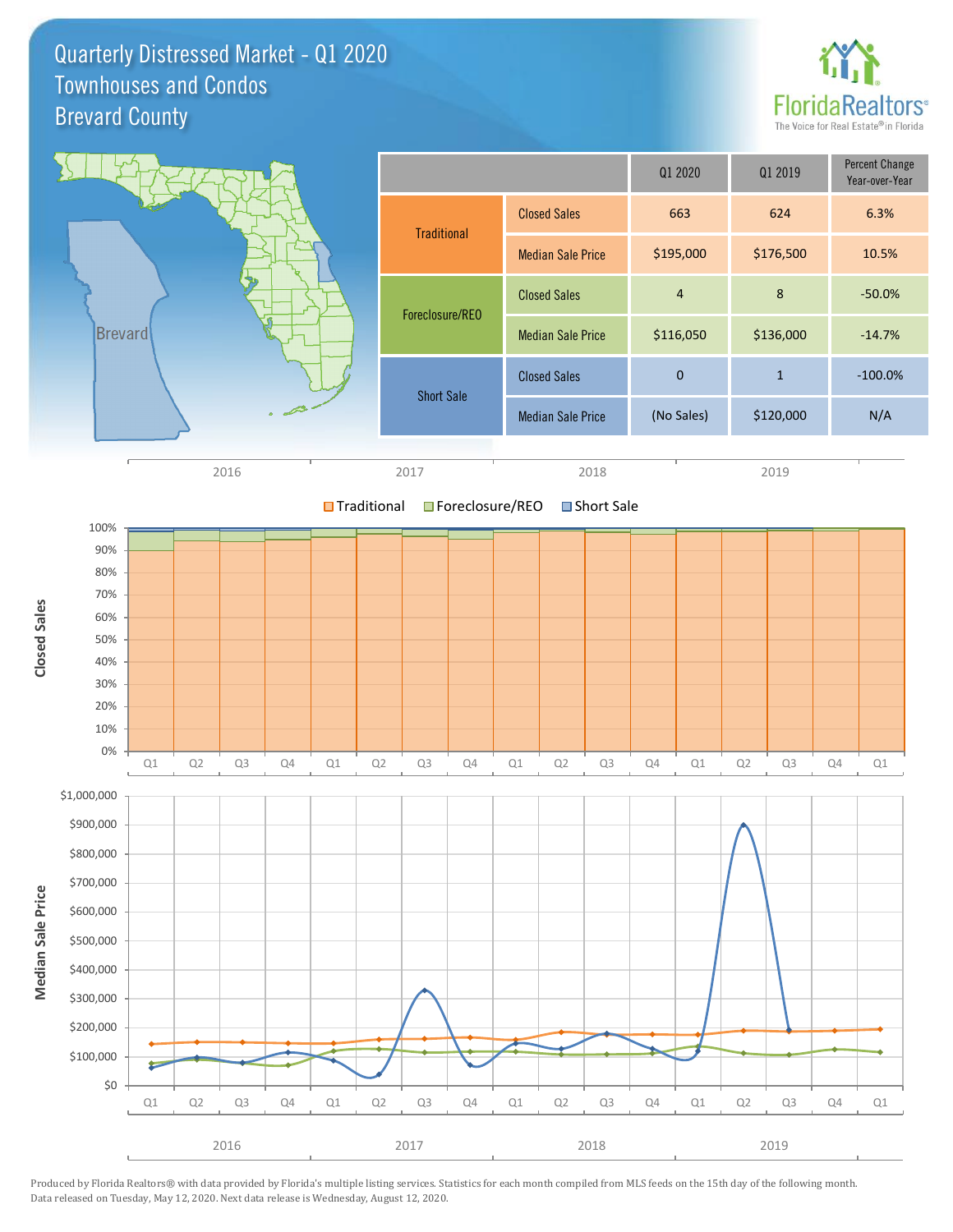# Quarterly Distressed Market - Q1 2020
## Townhouses and Condos
## Brevard County

FloridaRealtors®
The Voice for Real Estate® in Florida

Brevard

| | | Q1 2020 | Q1 2019 | Percent Change Year-over-Year |
|---|---|---|---|---|
| Traditional | Closed Sales | 663 | 624 | 6.3% |
| | Median Sale Price | $195,000 | $176,500 | 10.5% |
| Foreclosure/REO | Closed Sales | 4 | 8 | -50.0% |
| | Median Sale Price | $116,050 | $136,000 | -14.7% |
| Short Sale | Closed Sales | 0 | 1 | -100.0% |
| | Median Sale Price | (No Sales) | $120,000 | N/A |

2016 2017 2018 2019

Traditional Foreclosure/REO Short Sale

Closed Sales

100% 90% 80% 70% 60% 50% 40% 30% 20% 10% 0%

Q1 Q2 Q3 Q4 Q1 Q2 Q3 Q4 Q1 Q2 Q3 Q4 Q1 Q2 Q3 Q4 Q1

Median Sale Price

$1,000,000 $900,000 $800,000 $700,000 $600,000 $500,000 $400,000 $300,000 $200,000 $100,000 $0

Q1 Q2 Q3 Q4 Q1 Q2 Q3 Q4 Q1 Q2 Q3 Q4 Q1 Q2 Q3 Q4 Q1

2016 2017 2018 2019

Produced by Florida Realtors® with data provided by Florida's multiple listing services. Statistics for each month compiled from MLS feeds on the 15th day of the following month.
Data released on Tuesday, May 12, 2020. Next data release is Wednesday, August 12, 2020.